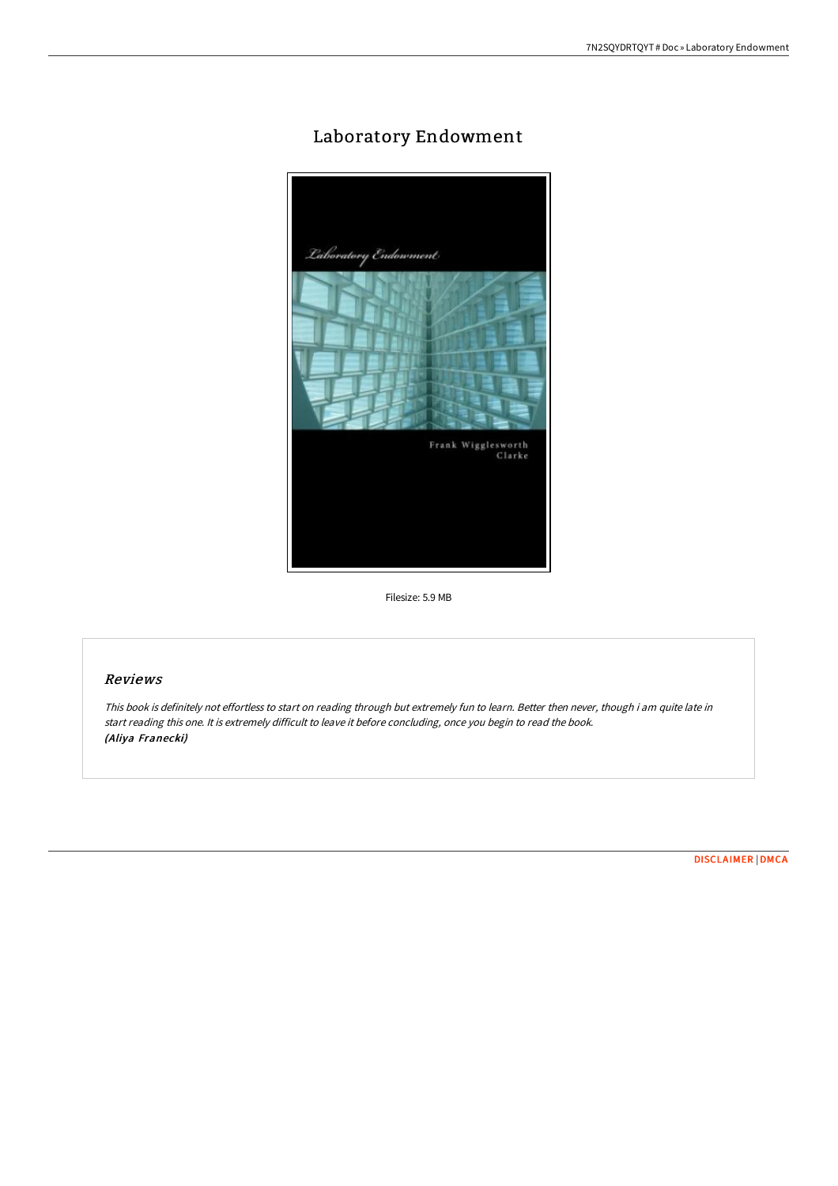# Laboratory Endowment

Filesize: 5.9 MB

## Reviews

*This book is definitely not effortless to start on reading through but extremely fun to learn. Better then never, though i am quite late in start reading this one. It is extremely difficult to leave it before concluding, once you begin to read the book.*
***(Aliya Franecki)***

DISCLAIMER | DMCA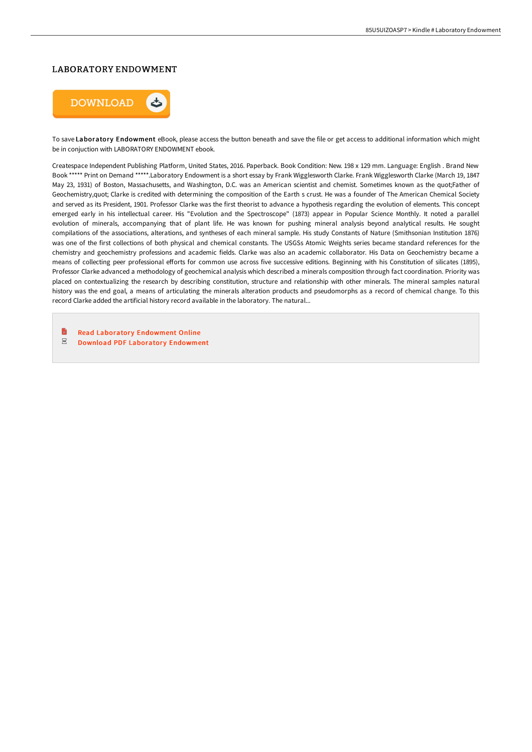# LABORATORY ENDOWMENT

To save **Laboratory Endowment** eBook, please access the button beneath and save the file or get access to additional information which might be in conjuction with LABORATORY ENDOWMENT ebook.

Createspace Independent Publishing Platform, United States, 2016. Paperback. Book Condition: New. 198 x 129 mm. Language: English . Brand New Book ***** Print on Demand *****.Laboratory Endowment is a short essay by Frank Wigglesworth Clarke. Frank Wigglesworth Clarke (March 19, 1847 May 23, 1931) of Boston, Massachusetts, and Washington, D.C. was an American scientist and chemist. Sometimes known as the quot;Father of Geochemistry,quot; Clarke is credited with determining the composition of the Earth s crust. He was a founder of The American Chemical Society and served as its President, 1901. Professor Clarke was the first theorist to advance a hypothesis regarding the evolution of elements. This concept emerged early in his intellectual career. His "Evolution and the Spectroscope" (1873) appear in Popular Science Monthly. It noted a parallel evolution of minerals, accompanying that of plant life. He was known for pushing mineral analysis beyond analytical results. He sought compilations of the associations, alterations, and syntheses of each mineral sample. His study Constants of Nature (Smithsonian Institution 1876) was one of the first collections of both physical and chemical constants. The USGSs Atomic Weights series became standard references for the chemistry and geochemistry professions and academic fields. Clarke was also an academic collaborator. His Data on Geochemistry became a means of collecting peer professional efforts for common use across five successive editions. Beginning with his Constitution of silicates (1895), Professor Clarke advanced a methodology of geochemical analysis which described a minerals composition through fact coordination. Priority was placed on contextualizing the research by describing constitution, structure and relationship with other minerals. The mineral samples natural history was the end goal, a means of articulating the minerals alteration products and pseudomorphs as a record of chemical change. To this record Clarke added the artificial history record available in the laboratory. The natural...

- Read Laboratory Endowment Online
- Download PDF Laboratory Endowment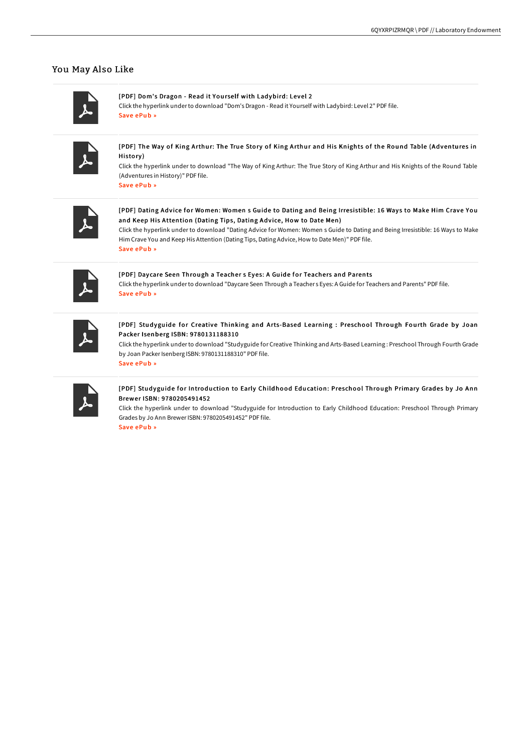## You May Also Like

**[PDF] Dom's Dragon - Read it Yourself with Ladybird: Level 2**

Click the hyperlink under to download "Dom's Dragon - Read it Yourself with Ladybird: Level 2" PDF file.

Save ePub »

**[PDF] The Way of King Arthur: The True Story of King Arthur and His Knights of the Round Table (Adventures in History)**

Click the hyperlink under to download "The Way of King Arthur: The True Story of King Arthur and His Knights of the Round Table (Adventures in History)" PDF file.

Save ePub »

**[PDF] Dating Advice for Women: Women s Guide to Dating and Being Irresistible: 16 Ways to Make Him Crave You and Keep His Attention (Dating Tips, Dating Advice, How to Date Men)**

Click the hyperlink under to download "Dating Advice for Women: Women s Guide to Dating and Being Irresistible: 16 Ways to Make Him Crave You and Keep His Attention (Dating Tips, Dating Advice, How to Date Men)" PDF file.

Save ePub »

**[PDF] Daycare Seen Through a Teacher s Eyes: A Guide for Teachers and Parents**

Click the hyperlink under to download "Daycare Seen Through a Teacher s Eyes: A Guide for Teachers and Parents" PDF file.

Save ePub »

**[PDF] Studyguide for Creative Thinking and Arts-Based Learning : Preschool Through Fourth Grade by Joan Packer Isenberg ISBN: 9780131188310**

Click the hyperlink under to download "Studyguide for Creative Thinking and Arts-Based Learning : Preschool Through Fourth Grade by Joan Packer Isenberg ISBN: 9780131188310" PDF file.

Save ePub »

**[PDF] Studyguide for Introduction to Early Childhood Education: Preschool Through Primary Grades by Jo Ann Brewer ISBN: 9780205491452**

Click the hyperlink under to download "Studyguide for Introduction to Early Childhood Education: Preschool Through Primary Grades by Jo Ann Brewer ISBN: 9780205491452" PDF file.

Save ePub »